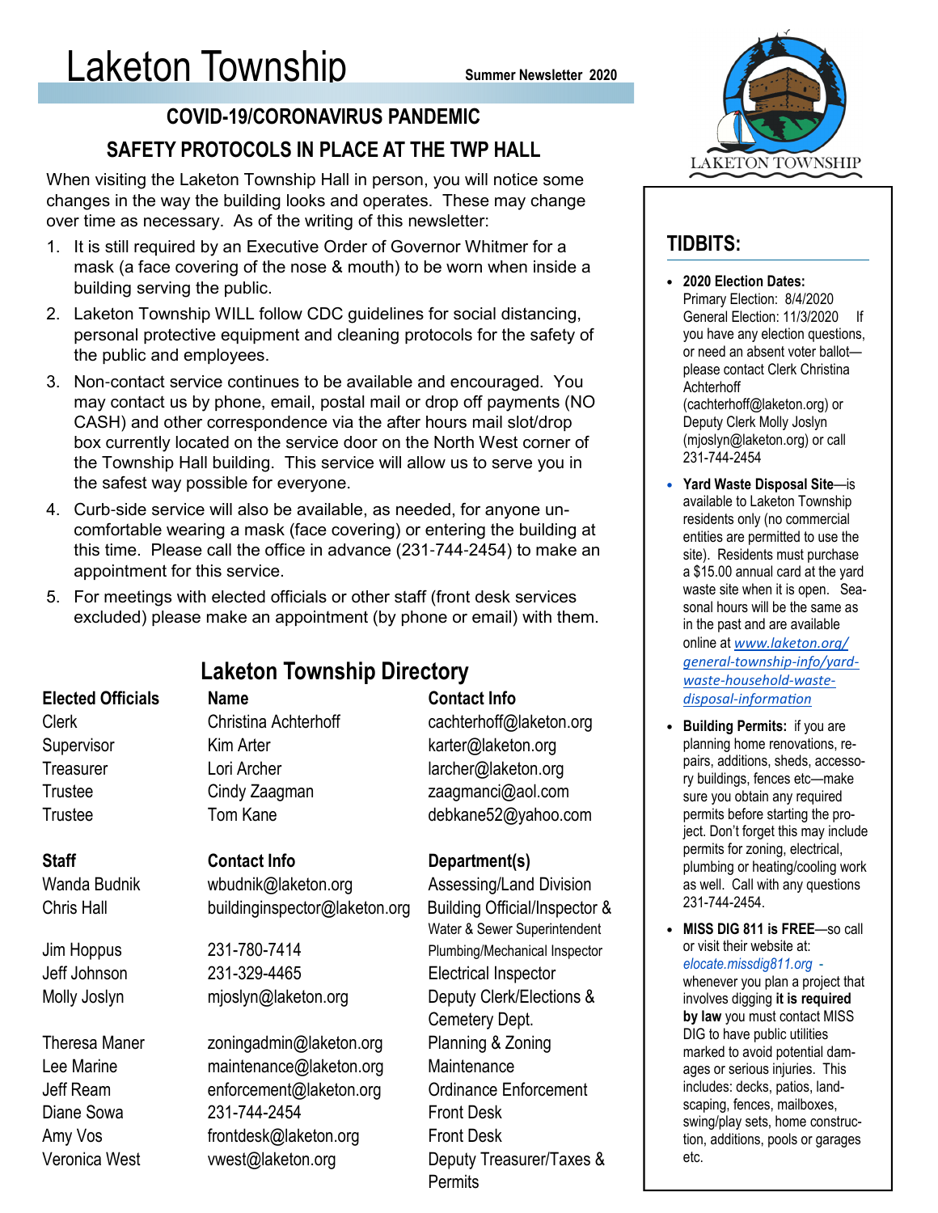# Laketon Township

**Summer Newsletter 2020**

## COVID-19/CORONAVIRUS PANDEMIC SAFETY PROTOCOLS IN PLACE AT THE TWP HALL

When visiting the Laketon Township Hall in person, you will notice some changes in the way the building looks and operates. These may change over time as necessary. As of the writing of this newsletter:

1. It is still required by an Executive Order of Governor Whitmer for a mask (a face covering of the nose & mouth) to be worn when inside a building serving the public.
2. Laketon Township WILL follow CDC guidelines for social distancing, personal protective equipment and cleaning protocols for the safety of the public and employees.
3. Non-contact service continues to be available and encouraged. You may contact us by phone, email, postal mail or drop off payments (NO CASH) and other correspondence via the after hours mail slot/drop box currently located on the service door on the North West corner of the Township Hall building. This service will allow us to serve you in the safest way possible for everyone.
4. Curb-side service will also be available, as needed, for anyone uncomfortable wearing a mask (face covering) or entering the building at this time. Please call the office in advance (231-744-2454) to make an appointment for this service.
5. For meetings with elected officials or other staff (front desk services excluded) please make an appointment (by phone or email) with them.

## Laketon Township Directory

| Elected Officials | Name | Contact Info |
|---|---|---|
| Clerk | Christina Achterhoff | cachterhoff@laketon.org |
| Supervisor | Kim Arter | karter@laketon.org |
| Treasurer | Lori Archer | larcher@laketon.org |
| Trustee | Cindy Zaagman | zaagmanci@aol.com |
| Trustee | Tom Kane | debkane52@yahoo.com |

| Staff | Contact Info | Department(s) |
|---|---|---|
| Wanda Budnik | wbudnik@laketon.org | Assessing/Land Division |
| Chris Hall | buildinginspector@laketon.org | Building Official/Inspector & Water & Sewer Superintendent |
| Jim Hoppus | 231-780-7414 | Plumbing/Mechanical Inspector |
| Jeff Johnson | 231-329-4465 | Electrical Inspector |
| Molly Joslyn | mjoslyn@laketon.org | Deputy Clerk/Elections & Cemetery Dept. |
| Theresa Maner | zoningadmin@laketon.org | Planning & Zoning |
| Lee Marine | maintenance@laketon.org | Maintenance |
| Jeff Ream | enforcement@laketon.org | Ordinance Enforcement |
| Diane Sowa | 231-744-2454 | Front Desk |
| Amy Vos | frontdesk@laketon.org | Front Desk |
| Veronica West | vwest@laketon.org | Deputy Treasurer/Taxes & Permits |

LAKETON TOWNSHIP

## TIDBITS:

- **2020 Election Dates:** Primary Election: 8/4/2020 General Election: 11/3/2020 If you have any election questions, or need an absent voter ballot—please contact Clerk Christina Achterhoff (cachterhoff@laketon.org) or Deputy Clerk Molly Joslyn (mjoslyn@laketon.org) or call 231-744-2454
- **Yard Waste Disposal Site**—is available to Laketon Township residents only (no commercial entities are permitted to use the site). Residents must purchase a $15.00 annual card at the yard waste site when it is open. Seasonal hours will be the same as in the past and are available online at *www.laketon.org/general-township-info/yard-waste-household-waste-disposal-information*
- **Building Permits:** if you are planning home renovations, repairs, additions, sheds, accessory buildings, fences etc—make sure you obtain any required permits before starting the project. Don't forget this may include permits for zoning, electrical, plumbing or heating/cooling work as well. Call with any questions 231-744-2454.
- **MISS DIG 811 is FREE**—so call or visit their website at: *elocate.missdig811.org* - whenever you plan a project that involves digging **it is required by law** you must contact MISS DIG to have public utilities marked to avoid potential damages or serious injuries. This includes: decks, patios, landscaping, fences, mailboxes, swing/play sets, home construction, additions, pools or garages etc.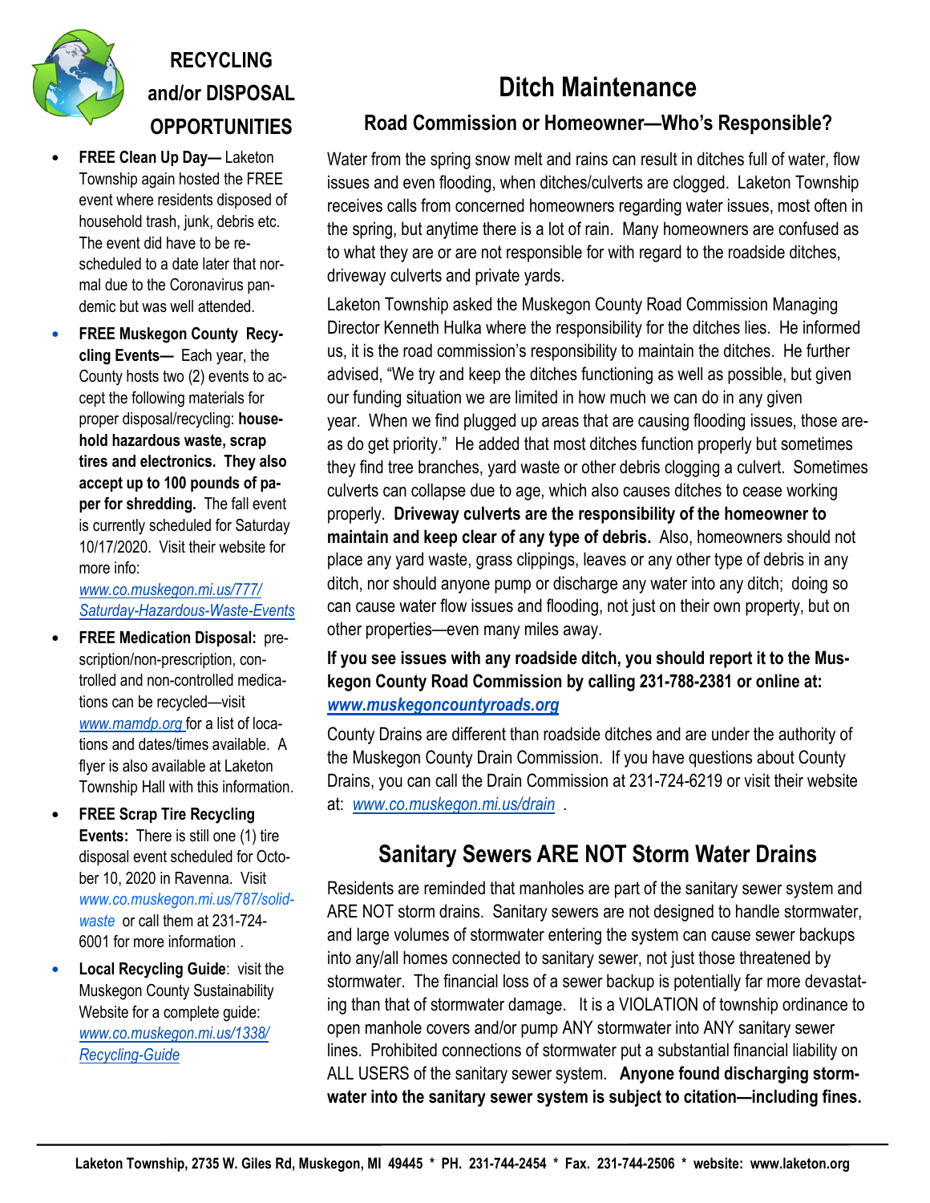## RECYCLING and/or DISPOSAL OPPORTUNITIES

- **FREE Clean Up Day—** Laketon Township again hosted the FREE event where residents disposed of household trash, junk, debris etc. The event did have to be re-scheduled to a date later that normal due to the Coronavirus pandemic but was well attended.
- **FREE Muskegon County Recycling Events—** Each year, the County hosts two (2) events to accept the following materials for proper disposal/recycling: **household hazardous waste, scrap tires and electronics. They also accept up to 100 pounds of paper for shredding.** The fall event is currently scheduled for Saturday 10/17/2020. Visit their website for more info: www.co.muskegon.mi.us/777/Saturday-Hazardous-Waste-Events
- **FREE Medication Disposal:** prescription/non-prescription, controlled and non-controlled medications can be recycled—visit www.mamdp.org for a list of locations and dates/times available. A flyer is also available at Laketon Township Hall with this information.
- **FREE Scrap Tire Recycling Events:** There is still one (1) tire disposal event scheduled for October 10, 2020 in Ravenna. Visit www.co.muskegon.mi.us/787/solid-waste or call them at 231-724-6001 for more information .
- **Local Recycling Guide**: visit the Muskegon County Sustainability Website for a complete guide: www.co.muskegon.mi.us/1338/Recycling-Guide

# Ditch Maintenance

## Road Commission or Homeowner—Who's Responsible?

Water from the spring snow melt and rains can result in ditches full of water, flow issues and even flooding, when ditches/culverts are clogged. Laketon Township receives calls from concerned homeowners regarding water issues, most often in the spring, but anytime there is a lot of rain. Many homeowners are confused as to what they are or are not responsible for with regard to the roadside ditches, driveway culverts and private yards.

Laketon Township asked the Muskegon County Road Commission Managing Director Kenneth Hulka where the responsibility for the ditches lies. He informed us, it is the road commission's responsibility to maintain the ditches. He further advised, "We try and keep the ditches functioning as well as possible, but given our funding situation we are limited in how much we can do in any given year. When we find plugged up areas that are causing flooding issues, those areas do get priority." He added that most ditches function properly but sometimes they find tree branches, yard waste or other debris clogging a culvert. Sometimes culverts can collapse due to age, which also causes ditches to cease working properly. **Driveway culverts are the responsibility of the homeowner to maintain and keep clear of any type of debris.** Also, homeowners should not place any yard waste, grass clippings, leaves or any other type of debris in any ditch, nor should anyone pump or discharge any water into any ditch; doing so can cause water flow issues and flooding, not just on their own property, but on other properties—even many miles away.

**If you see issues with any roadside ditch, you should report it to the Muskegon County Road Commission by calling 231-788-2381 or online at: *www.muskegoncountyroads.org***

County Drains are different than roadside ditches and are under the authority of the Muskegon County Drain Commission. If you have questions about County Drains, you can call the Drain Commission at 231-724-6219 or visit their website at: www.co.muskegon.mi.us/drain .

# Sanitary Sewers ARE NOT Storm Water Drains

Residents are reminded that manholes are part of the sanitary sewer system and ARE NOT storm drains. Sanitary sewers are not designed to handle stormwater, and large volumes of stormwater entering the system can cause sewer backups into any/all homes connected to sanitary sewer, not just those threatened by stormwater. The financial loss of a sewer backup is potentially far more devastating than that of stormwater damage. It is a VIOLATION of township ordinance to open manhole covers and/or pump ANY stormwater into ANY sanitary sewer lines. Prohibited connections of stormwater put a substantial financial liability on ALL USERS of the sanitary sewer system. **Anyone found discharging stormwater into the sanitary sewer system is subject to citation—including fines.**

Laketon Township, 2735 W. Giles Rd, Muskegon, MI 49445 * PH. 231-744-2454 * Fax. 231-744-2506 * website: www.laketon.org